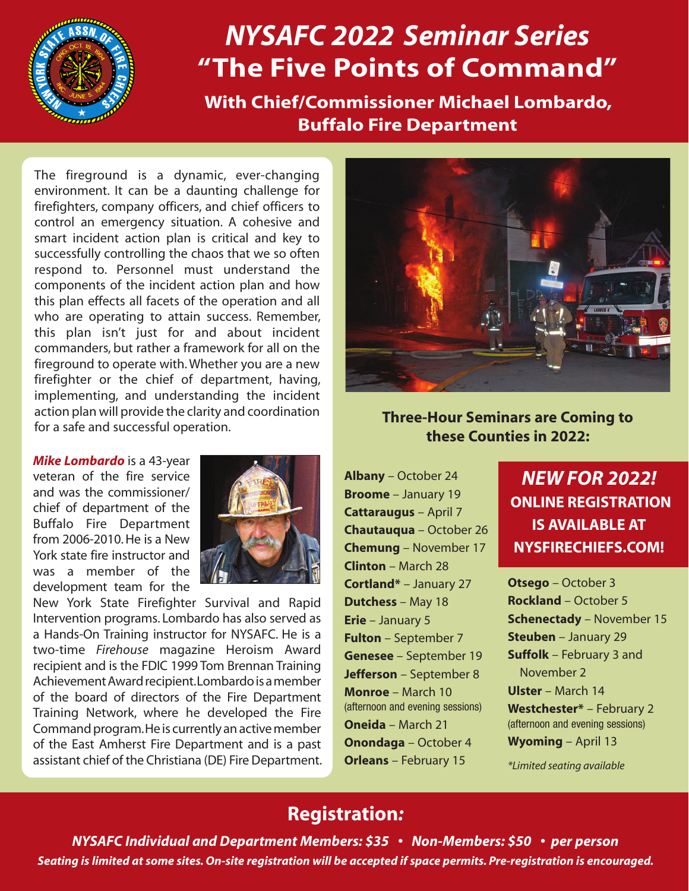# *NYSAFC 2022 Seminar Series*
# "The Five Points of Command"

**With Chief/Commissioner Michael Lombardo, Buffalo Fire Department**

The fireground is a dynamic, ever-changing environment. It can be a daunting challenge for firefighters, company officers, and chief officers to control an emergency situation. A cohesive and smart incident action plan is critical and key to successfully controlling the chaos that we so often respond to. Personnel must understand the components of the incident action plan and how this plan effects all facets of the operation and all who are operating to attain success. Remember, this plan isn't just for and about incident commanders, but rather a framework for all on the fireground to operate with. Whether you are a new firefighter or the chief of department, having, implementing, and understanding the incident action plan will provide the clarity and coordination for a safe and successful operation.

***Mike Lombardo*** is a 43-year veteran of the fire service and was the commissioner/chief of department of the Buffalo Fire Department from 2006-2010. He is a New York state fire instructor and was a member of the development team for the New York State Firefighter Survival and Rapid Intervention programs. Lombardo has also served as a Hands-On Training instructor for NYSAFC. He is a two-time *Firehouse* magazine Heroism Award recipient and is the FDIC 1999 Tom Brennan Training Achievement Award recipient. Lombardo is a member of the board of directors of the Fire Department Training Network, where he developed the Fire Command program. He is currently an active member of the East Amherst Fire Department and is a past assistant chief of the Christiana (DE) Fire Department.

## Three-Hour Seminars are Coming to these Counties in 2022:

**Albany** – October 24
**Broome** – January 19
**Cattaraugus** – April 7
**Chautauqua** – October 26
**Chemung** – November 17
**Clinton** – March 28
**Cortland*** – January 27
**Dutchess** – May 18
**Erie** – January 5
**Fulton** – September 7
**Genesee** – September 19
**Jefferson** – September 8
**Monroe** – March 10 (afternoon and evening sessions)
**Oneida** – March 21
**Onondaga** – October 4
**Orleans** – February 15
**Otsego** – October 3
**Rockland** – October 5
**Schenectady** – November 15
**Steuben** – January 29
**Suffolk** – February 3 and November 2
**Ulster** – March 14
**Westchester*** – February 2 (afternoon and evening sessions)
**Wyoming** – April 13

**_NEW FOR 2022!_ ONLINE REGISTRATION IS AVAILABLE AT NYSFIRECHIEFS.COM!**

*\*Limited seating available*

## Registration:

***NYSAFC Individual and Department Members: $35 • Non-Members: $50 • per person***

***Seating is limited at some sites. On-site registration will be accepted if space permits. Pre-registration is encouraged.***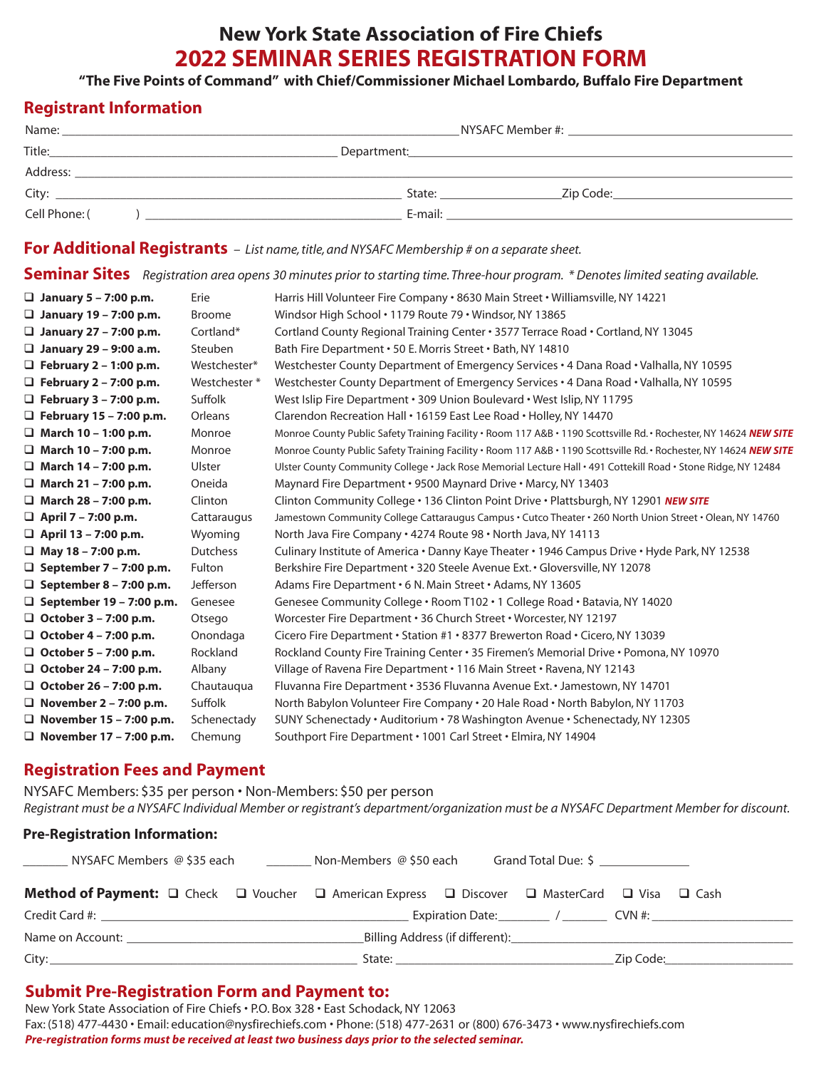# New York State Association of Fire Chiefs

# 2022 SEMINAR SERIES REGISTRATION FORM

**"The Five Points of Command" with Chief/Commissioner Michael Lombardo, Buffalo Fire Department**

## Registrant Information

Name: ______________________________ NYSAFC Member #: ______________________

Title: ______________________ Department: ______________________________

Address: ______________________________________________________________

City: ______________________ State: __________ Zip Code: ______________

Cell Phone: ( ) ______________________ E-mail: ______________________________

## For Additional Registrants

*– List name, title, and NYSAFC Membership # on a separate sheet.*

## Seminar Sites

*Registration area opens 30 minutes prior to starting time. Three-hour program. * Denotes limited seating available.*

| | | |
|---|---|---|
| ❑ **January 5 – 7:00 p.m.** | Erie | Harris Hill Volunteer Fire Company • 8630 Main Street • Williamsville, NY 14221 |
| ❑ **January 19 – 7:00 p.m.** | Broome | Windsor High School • 1179 Route 79 • Windsor, NY 13865 |
| ❑ **January 27 – 7:00 p.m.** | Cortland* | Cortland County Regional Training Center • 3577 Terrace Road • Cortland, NY 13045 |
| ❑ **January 29 – 9:00 a.m.** | Steuben | Bath Fire Department • 50 E. Morris Street • Bath, NY 14810 |
| ❑ **February 2 – 1:00 p.m.** | Westchester* | Westchester County Department of Emergency Services • 4 Dana Road • Valhalla, NY 10595 |
| ❑ **February 2 – 7:00 p.m.** | Westchester * | Westchester County Department of Emergency Services • 4 Dana Road • Valhalla, NY 10595 |
| ❑ **February 3 – 7:00 p.m.** | Suffolk | West Islip Fire Department • 309 Union Boulevard • West Islip, NY 11795 |
| ❑ **February 15 – 7:00 p.m.** | Orleans | Clarendon Recreation Hall • 16159 East Lee Road • Holley, NY 14470 |
| ❑ **March 10 – 1:00 p.m.** | Monroe | Monroe County Public Safety Training Facility • Room 117 A&B • 1190 Scottsville Rd. • Rochester, NY 14624 ***NEW SITE*** |
| ❑ **March 10 – 7:00 p.m.** | Monroe | Monroe County Public Safety Training Facility • Room 117 A&B • 1190 Scottsville Rd. • Rochester, NY 14624 ***NEW SITE*** |
| ❑ **March 14 – 7:00 p.m.** | Ulster | Ulster County Community College • Jack Rose Memorial Lecture Hall • 491 Cottekill Road • Stone Ridge, NY 12484 |
| ❑ **March 21 – 7:00 p.m.** | Oneida | Maynard Fire Department • 9500 Maynard Drive • Marcy, NY 13403 |
| ❑ **March 28 – 7:00 p.m.** | Clinton | Clinton Community College • 136 Clinton Point Drive • Plattsburgh, NY 12901 ***NEW SITE*** |
| ❑ **April 7 – 7:00 p.m.** | Cattaraugus | Jamestown Community College Cattaraugus Campus • Cutco Theater • 260 North Union Street • Olean, NY 14760 |
| ❑ **April 13 – 7:00 p.m.** | Wyoming | North Java Fire Company • 4274 Route 98 • North Java, NY 14113 |
| ❑ **May 18 – 7:00 p.m.** | Dutchess | Culinary Institute of America • Danny Kaye Theater • 1946 Campus Drive • Hyde Park, NY 12538 |
| ❑ **September 7 – 7:00 p.m.** | Fulton | Berkshire Fire Department • 320 Steele Avenue Ext. • Gloversville, NY 12078 |
| ❑ **September 8 – 7:00 p.m.** | Jefferson | Adams Fire Department • 6 N. Main Street • Adams, NY 13605 |
| ❑ **September 19 – 7:00 p.m.** | Genesee | Genesee Community College • Room T102 • 1 College Road • Batavia, NY 14020 |
| ❑ **October 3 – 7:00 p.m.** | Otsego | Worcester Fire Department • 36 Church Street • Worcester, NY 12197 |
| ❑ **October 4 – 7:00 p.m.** | Onondaga | Cicero Fire Department • Station #1 • 8377 Brewerton Road • Cicero, NY 13039 |
| ❑ **October 5 – 7:00 p.m.** | Rockland | Rockland County Fire Training Center • 35 Firemen's Memorial Drive • Pomona, NY 10970 |
| ❑ **October 24 – 7:00 p.m.** | Albany | Village of Ravena Fire Department • 116 Main Street • Ravena, NY 12143 |
| ❑ **October 26 – 7:00 p.m.** | Chautauqua | Fluvanna Fire Department • 3536 Fluvanna Avenue Ext. • Jamestown, NY 14701 |
| ❑ **November 2 – 7:00 p.m.** | Suffolk | North Babylon Volunteer Fire Company • 20 Hale Road • North Babylon, NY 11703 |
| ❑ **November 15 – 7:00 p.m.** | Schenectady | SUNY Schenectady • Auditorium • 78 Washington Avenue • Schenectady, NY 12305 |
| ❑ **November 17 – 7:00 p.m.** | Chemung | Southport Fire Department • 1001 Carl Street • Elmira, NY 14904 |

## Registration Fees and Payment

NYSAFC Members: $35 per person • Non-Members: $50 per person

*Registrant must be a NYSAFC Individual Member or registrant's department/organization must be a NYSAFC Department Member for discount.*

### Pre-Registration Information:

_______ NYSAFC Members @ $35 each _______ Non-Members @ $50 each Grand Total Due: $ ______________

**Method of Payment:** ❑ Check ❑ Voucher ❑ American Express ❑ Discover ❑ MasterCard ❑ Visa ❑ Cash

Credit Card #: ______________________________ Expiration Date: ________ / _______ CVN #: ______________

Name on Account: ______________________ Billing Address (if different): ______________________

City: ______________________ State: ______________________ Zip Code: ______________

## Submit Pre-Registration Form and Payment to:

New York State Association of Fire Chiefs • P.O. Box 328 • East Schodack, NY 12063

Fax: (518) 477-4430 • Email: education@nysfirechiefs.com • Phone: (518) 477-2631 or (800) 676-3473 • www.nysfirechiefs.com

***Pre-registration forms must be received at least two business days prior to the selected seminar.***